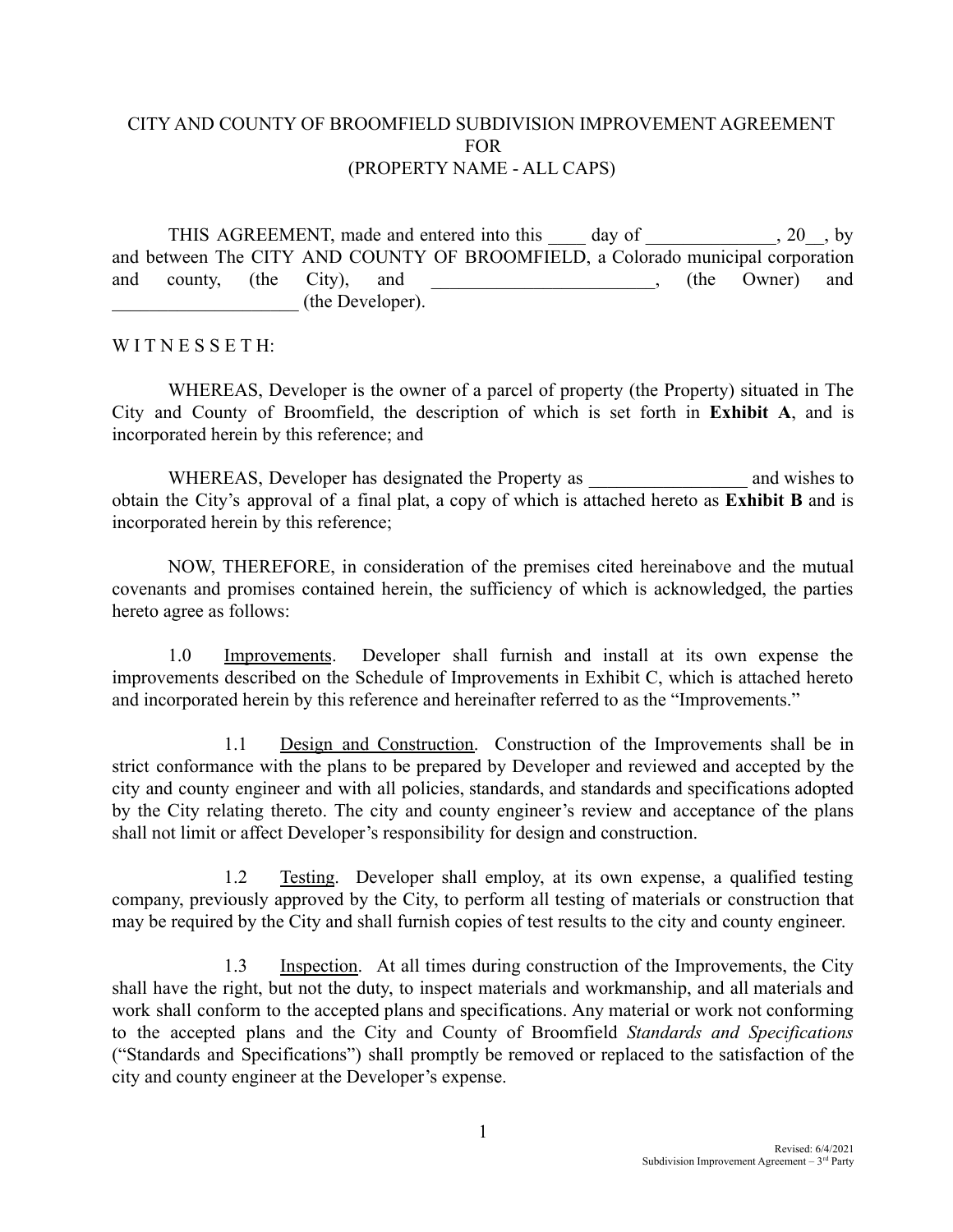# CITY AND COUNTY OF BROOMFIELD SUBDIVISION IMPROVEMENT AGREEMENT FOR (PROPERTY NAME - ALL CAPS)

THIS AGREEMENT, made and entered into this ____ day of ______________, 20__, by and between The CITY AND COUNTY OF BROOMFIELD, a Colorado municipal corporation and county, (the City), and ________________________, (the Owner) and ____________________ (the Developer).

W I T N E S S E T H:

WHEREAS, Developer is the owner of a parcel of property (the Property) situated in The City and County of Broomfield, the description of which is set forth in **Exhibit A**, and is incorporated herein by this reference; and

WHEREAS, Developer has designated the Property as _________________ and wishes to obtain the City's approval of a final plat, a copy of which is attached hereto as **Exhibit B** and is incorporated herein by this reference;

NOW, THEREFORE, in consideration of the premises cited hereinabove and the mutual covenants and promises contained herein, the sufficiency of which is acknowledged, the parties hereto agree as follows:

1.0 Improvements. Developer shall furnish and install at its own expense the improvements described on the Schedule of Improvements in Exhibit C, which is attached hereto and incorporated herein by this reference and hereinafter referred to as the "Improvements."

1.1 Design and Construction. Construction of the Improvements shall be in strict conformance with the plans to be prepared by Developer and reviewed and accepted by the city and county engineer and with all policies, standards, and standards and specifications adopted by the City relating thereto. The city and county engineer's review and acceptance of the plans shall not limit or affect Developer's responsibility for design and construction.

1.2 Testing. Developer shall employ, at its own expense, a qualified testing company, previously approved by the City, to perform all testing of materials or construction that may be required by the City and shall furnish copies of test results to the city and county engineer.

1.3 Inspection. At all times during construction of the Improvements, the City shall have the right, but not the duty, to inspect materials and workmanship, and all materials and work shall conform to the accepted plans and specifications. Any material or work not conforming to the accepted plans and the City and County of Broomfield *Standards and Specifications* ("Standards and Specifications") shall promptly be removed or replaced to the satisfaction of the city and county engineer at the Developer's expense.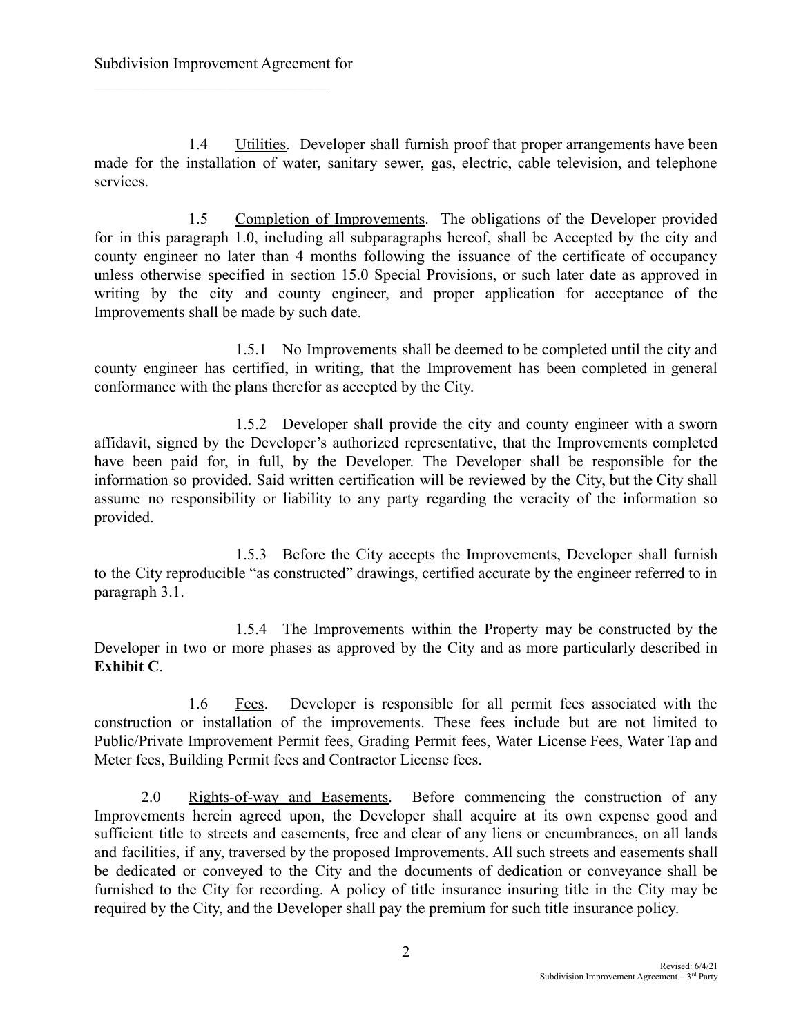1.4 Utilities. Developer shall furnish proof that proper arrangements have been made for the installation of water, sanitary sewer, gas, electric, cable television, and telephone services.

1.5 Completion of Improvements. The obligations of the Developer provided for in this paragraph 1.0, including all subparagraphs hereof, shall be Accepted by the city and county engineer no later than 4 months following the issuance of the certificate of occupancy unless otherwise specified in section 15.0 Special Provisions, or such later date as approved in writing by the city and county engineer, and proper application for acceptance of the Improvements shall be made by such date.

1.5.1 No Improvements shall be deemed to be completed until the city and county engineer has certified, in writing, that the Improvement has been completed in general conformance with the plans therefor as accepted by the City.

1.5.2 Developer shall provide the city and county engineer with a sworn affidavit, signed by the Developer's authorized representative, that the Improvements completed have been paid for, in full, by the Developer. The Developer shall be responsible for the information so provided. Said written certification will be reviewed by the City, but the City shall assume no responsibility or liability to any party regarding the veracity of the information so provided.

1.5.3 Before the City accepts the Improvements, Developer shall furnish to the City reproducible "as constructed" drawings, certified accurate by the engineer referred to in paragraph 3.1.

1.5.4 The Improvements within the Property may be constructed by the Developer in two or more phases as approved by the City and as more particularly described in **Exhibit C**.

1.6 Fees. Developer is responsible for all permit fees associated with the construction or installation of the improvements. These fees include but are not limited to Public/Private Improvement Permit fees, Grading Permit fees, Water License Fees, Water Tap and Meter fees, Building Permit fees and Contractor License fees.

2.0 Rights-of-way and Easements. Before commencing the construction of any Improvements herein agreed upon, the Developer shall acquire at its own expense good and sufficient title to streets and easements, free and clear of any liens or encumbrances, on all lands and facilities, if any, traversed by the proposed Improvements. All such streets and easements shall be dedicated or conveyed to the City and the documents of dedication or conveyance shall be furnished to the City for recording. A policy of title insurance insuring title in the City may be required by the City, and the Developer shall pay the premium for such title insurance policy.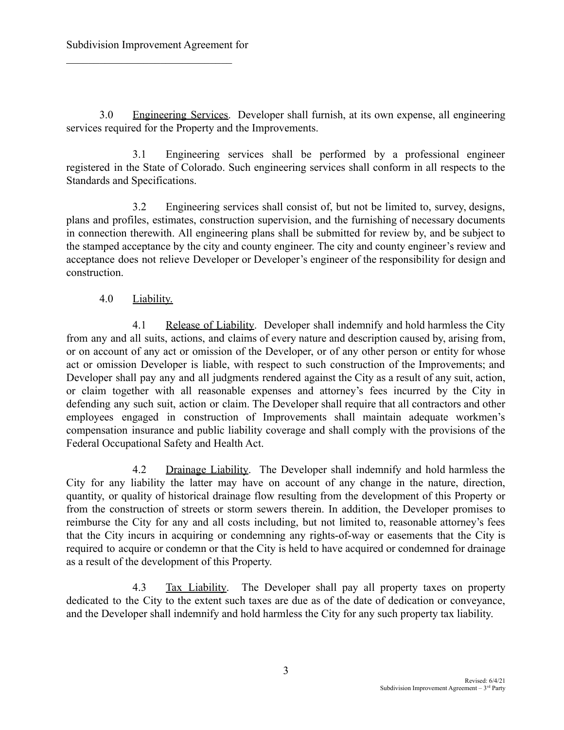3.0 Engineering Services. Developer shall furnish, at its own expense, all engineering services required for the Property and the Improvements.

3.1 Engineering services shall be performed by a professional engineer registered in the State of Colorado. Such engineering services shall conform in all respects to the Standards and Specifications.

3.2 Engineering services shall consist of, but not be limited to, survey, designs, plans and profiles, estimates, construction supervision, and the furnishing of necessary documents in connection therewith. All engineering plans shall be submitted for review by, and be subject to the stamped acceptance by the city and county engineer. The city and county engineer's review and acceptance does not relieve Developer or Developer's engineer of the responsibility for design and construction.

4.0 Liability.

4.1 Release of Liability. Developer shall indemnify and hold harmless the City from any and all suits, actions, and claims of every nature and description caused by, arising from, or on account of any act or omission of the Developer, or of any other person or entity for whose act or omission Developer is liable, with respect to such construction of the Improvements; and Developer shall pay any and all judgments rendered against the City as a result of any suit, action, or claim together with all reasonable expenses and attorney's fees incurred by the City in defending any such suit, action or claim. The Developer shall require that all contractors and other employees engaged in construction of Improvements shall maintain adequate workmen's compensation insurance and public liability coverage and shall comply with the provisions of the Federal Occupational Safety and Health Act.

4.2 Drainage Liability. The Developer shall indemnify and hold harmless the City for any liability the latter may have on account of any change in the nature, direction, quantity, or quality of historical drainage flow resulting from the development of this Property or from the construction of streets or storm sewers therein. In addition, the Developer promises to reimburse the City for any and all costs including, but not limited to, reasonable attorney's fees that the City incurs in acquiring or condemning any rights-of-way or easements that the City is required to acquire or condemn or that the City is held to have acquired or condemned for drainage as a result of the development of this Property.

4.3 Tax Liability. The Developer shall pay all property taxes on property dedicated to the City to the extent such taxes are due as of the date of dedication or conveyance, and the Developer shall indemnify and hold harmless the City for any such property tax liability.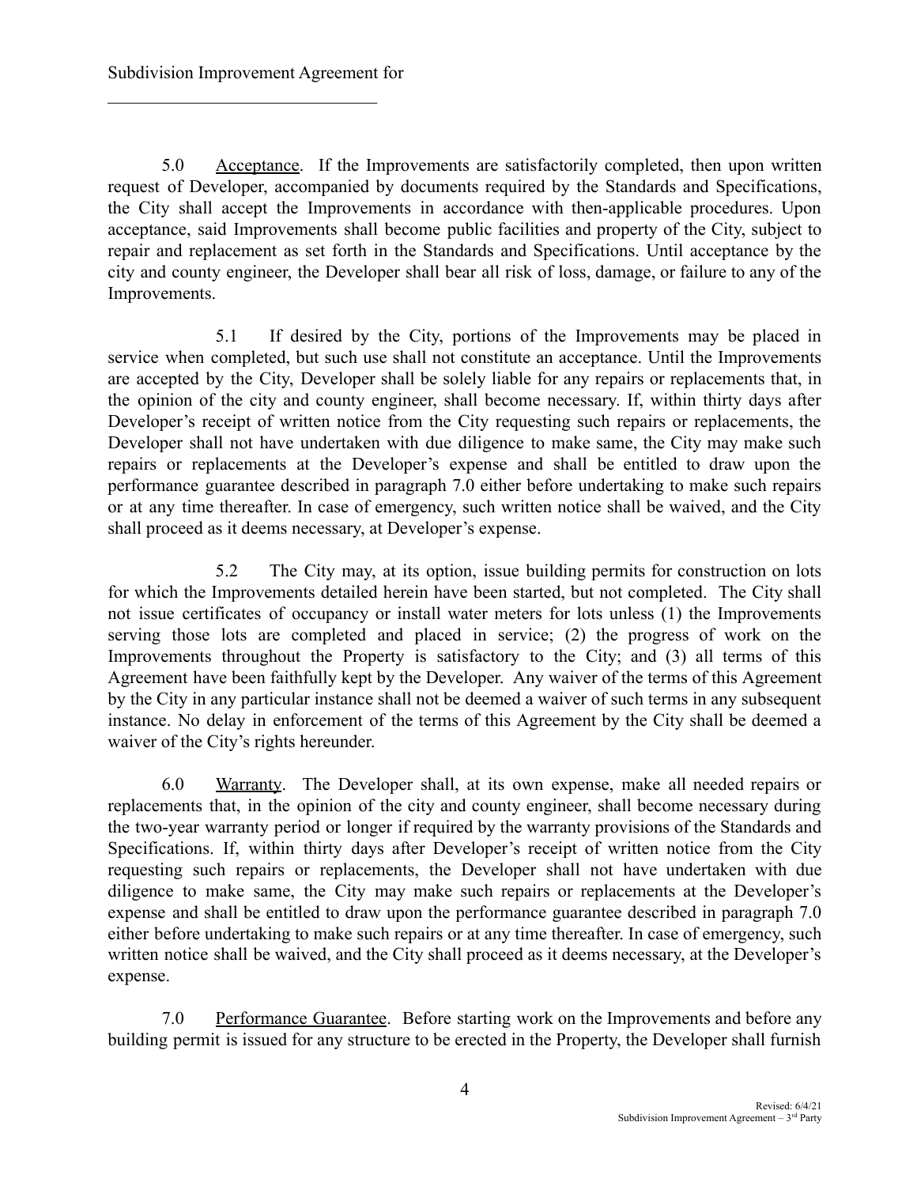5.0 Acceptance. If the Improvements are satisfactorily completed, then upon written request of Developer, accompanied by documents required by the Standards and Specifications, the City shall accept the Improvements in accordance with then-applicable procedures. Upon acceptance, said Improvements shall become public facilities and property of the City, subject to repair and replacement as set forth in the Standards and Specifications. Until acceptance by the city and county engineer, the Developer shall bear all risk of loss, damage, or failure to any of the Improvements.

5.1 If desired by the City, portions of the Improvements may be placed in service when completed, but such use shall not constitute an acceptance. Until the Improvements are accepted by the City, Developer shall be solely liable for any repairs or replacements that, in the opinion of the city and county engineer, shall become necessary. If, within thirty days after Developer's receipt of written notice from the City requesting such repairs or replacements, the Developer shall not have undertaken with due diligence to make same, the City may make such repairs or replacements at the Developer's expense and shall be entitled to draw upon the performance guarantee described in paragraph 7.0 either before undertaking to make such repairs or at any time thereafter. In case of emergency, such written notice shall be waived, and the City shall proceed as it deems necessary, at Developer's expense.

5.2 The City may, at its option, issue building permits for construction on lots for which the Improvements detailed herein have been started, but not completed. The City shall not issue certificates of occupancy or install water meters for lots unless (1) the Improvements serving those lots are completed and placed in service; (2) the progress of work on the Improvements throughout the Property is satisfactory to the City; and (3) all terms of this Agreement have been faithfully kept by the Developer. Any waiver of the terms of this Agreement by the City in any particular instance shall not be deemed a waiver of such terms in any subsequent instance. No delay in enforcement of the terms of this Agreement by the City shall be deemed a waiver of the City's rights hereunder.

6.0 Warranty. The Developer shall, at its own expense, make all needed repairs or replacements that, in the opinion of the city and county engineer, shall become necessary during the two-year warranty period or longer if required by the warranty provisions of the Standards and Specifications. If, within thirty days after Developer's receipt of written notice from the City requesting such repairs or replacements, the Developer shall not have undertaken with due diligence to make same, the City may make such repairs or replacements at the Developer's expense and shall be entitled to draw upon the performance guarantee described in paragraph 7.0 either before undertaking to make such repairs or at any time thereafter. In case of emergency, such written notice shall be waived, and the City shall proceed as it deems necessary, at the Developer's expense.

7.0 Performance Guarantee. Before starting work on the Improvements and before any building permit is issued for any structure to be erected in the Property, the Developer shall furnish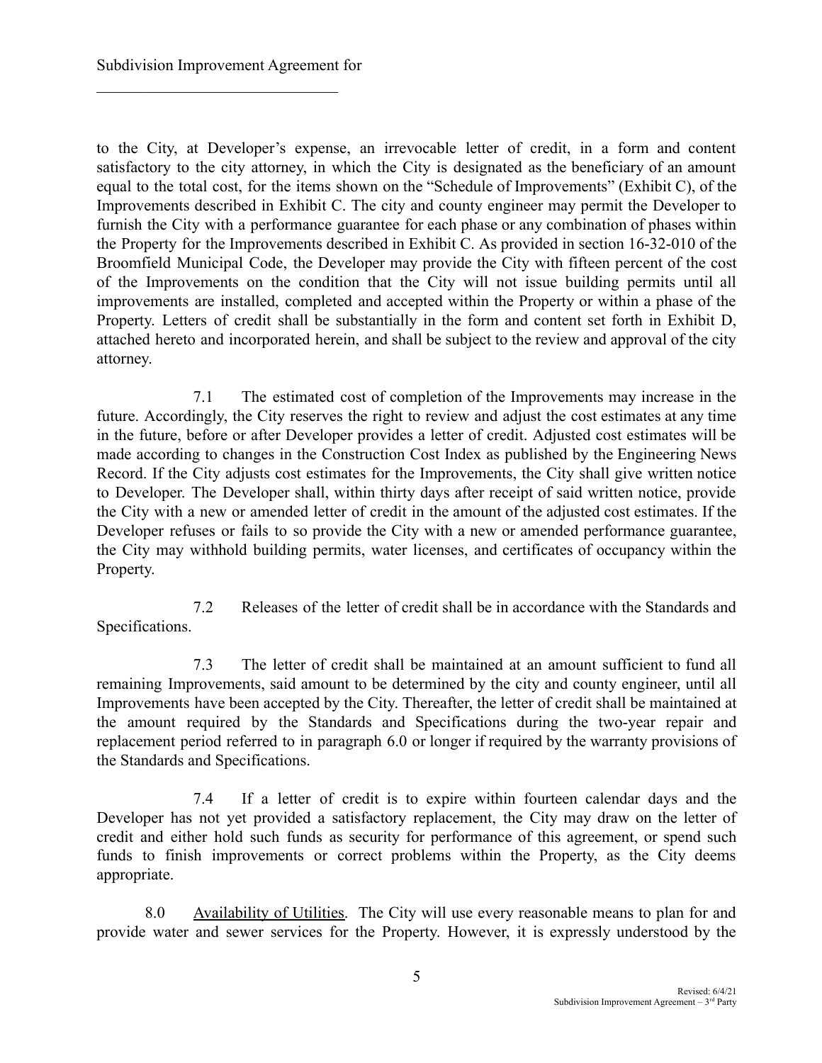to the City, at Developer's expense, an irrevocable letter of credit, in a form and content satisfactory to the city attorney, in which the City is designated as the beneficiary of an amount equal to the total cost, for the items shown on the "Schedule of Improvements" (Exhibit C), of the Improvements described in Exhibit C. The city and county engineer may permit the Developer to furnish the City with a performance guarantee for each phase or any combination of phases within the Property for the Improvements described in Exhibit C. As provided in section 16-32-010 of the Broomfield Municipal Code, the Developer may provide the City with fifteen percent of the cost of the Improvements on the condition that the City will not issue building permits until all improvements are installed, completed and accepted within the Property or within a phase of the Property. Letters of credit shall be substantially in the form and content set forth in Exhibit D, attached hereto and incorporated herein, and shall be subject to the review and approval of the city attorney.

7.1 The estimated cost of completion of the Improvements may increase in the future. Accordingly, the City reserves the right to review and adjust the cost estimates at any time in the future, before or after Developer provides a letter of credit. Adjusted cost estimates will be made according to changes in the Construction Cost Index as published by the Engineering News Record. If the City adjusts cost estimates for the Improvements, the City shall give written notice to Developer. The Developer shall, within thirty days after receipt of said written notice, provide the City with a new or amended letter of credit in the amount of the adjusted cost estimates. If the Developer refuses or fails to so provide the City with a new or amended performance guarantee, the City may withhold building permits, water licenses, and certificates of occupancy within the Property.

7.2 Releases of the letter of credit shall be in accordance with the Standards and Specifications.

7.3 The letter of credit shall be maintained at an amount sufficient to fund all remaining Improvements, said amount to be determined by the city and county engineer, until all Improvements have been accepted by the City. Thereafter, the letter of credit shall be maintained at the amount required by the Standards and Specifications during the two-year repair and replacement period referred to in paragraph 6.0 or longer if required by the warranty provisions of the Standards and Specifications.

7.4 If a letter of credit is to expire within fourteen calendar days and the Developer has not yet provided a satisfactory replacement, the City may draw on the letter of credit and either hold such funds as security for performance of this agreement, or spend such funds to finish improvements or correct problems within the Property, as the City deems appropriate.

8.0 <u>Availability of Utilities</u>. The City will use every reasonable means to plan for and provide water and sewer services for the Property. However, it is expressly understood by the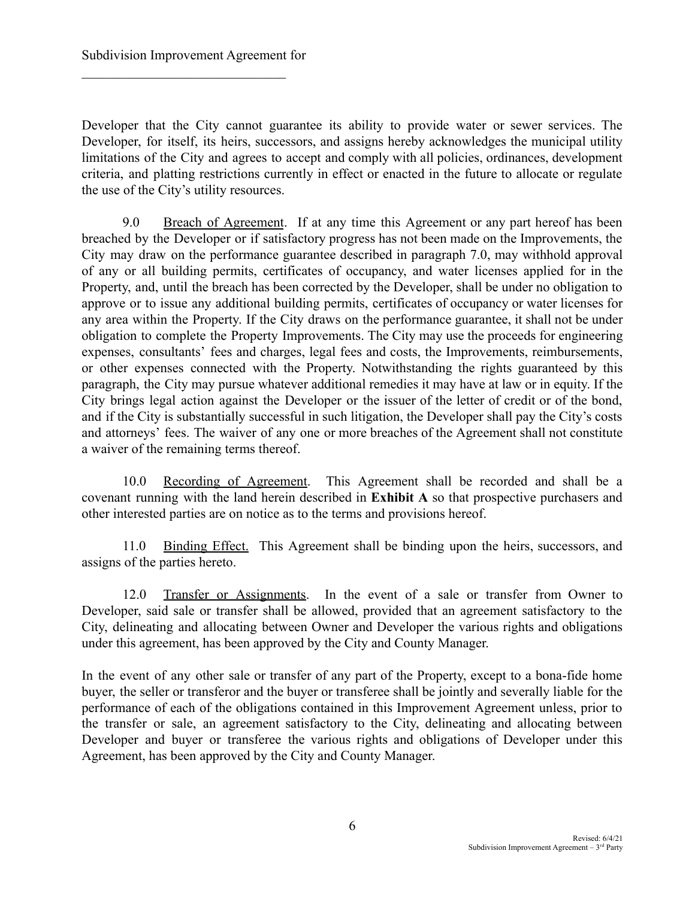Developer that the City cannot guarantee its ability to provide water or sewer services. The Developer, for itself, its heirs, successors, and assigns hereby acknowledges the municipal utility limitations of the City and agrees to accept and comply with all policies, ordinances, development criteria, and platting restrictions currently in effect or enacted in the future to allocate or regulate the use of the City's utility resources.

9.0 Breach of Agreement. If at any time this Agreement or any part hereof has been breached by the Developer or if satisfactory progress has not been made on the Improvements, the City may draw on the performance guarantee described in paragraph 7.0, may withhold approval of any or all building permits, certificates of occupancy, and water licenses applied for in the Property, and, until the breach has been corrected by the Developer, shall be under no obligation to approve or to issue any additional building permits, certificates of occupancy or water licenses for any area within the Property. If the City draws on the performance guarantee, it shall not be under obligation to complete the Property Improvements. The City may use the proceeds for engineering expenses, consultants' fees and charges, legal fees and costs, the Improvements, reimbursements, or other expenses connected with the Property. Notwithstanding the rights guaranteed by this paragraph, the City may pursue whatever additional remedies it may have at law or in equity. If the City brings legal action against the Developer or the issuer of the letter of credit or of the bond, and if the City is substantially successful in such litigation, the Developer shall pay the City's costs and attorneys' fees. The waiver of any one or more breaches of the Agreement shall not constitute a waiver of the remaining terms thereof.

10.0 Recording of Agreement. This Agreement shall be recorded and shall be a covenant running with the land herein described in **Exhibit A** so that prospective purchasers and other interested parties are on notice as to the terms and provisions hereof.

11.0 Binding Effect. This Agreement shall be binding upon the heirs, successors, and assigns of the parties hereto.

12.0 Transfer or Assignments. In the event of a sale or transfer from Owner to Developer, said sale or transfer shall be allowed, provided that an agreement satisfactory to the City, delineating and allocating between Owner and Developer the various rights and obligations under this agreement, has been approved by the City and County Manager.

In the event of any other sale or transfer of any part of the Property, except to a bona-fide home buyer, the seller or transferor and the buyer or transferee shall be jointly and severally liable for the performance of each of the obligations contained in this Improvement Agreement unless, prior to the transfer or sale, an agreement satisfactory to the City, delineating and allocating between Developer and buyer or transferee the various rights and obligations of Developer under this Agreement, has been approved by the City and County Manager.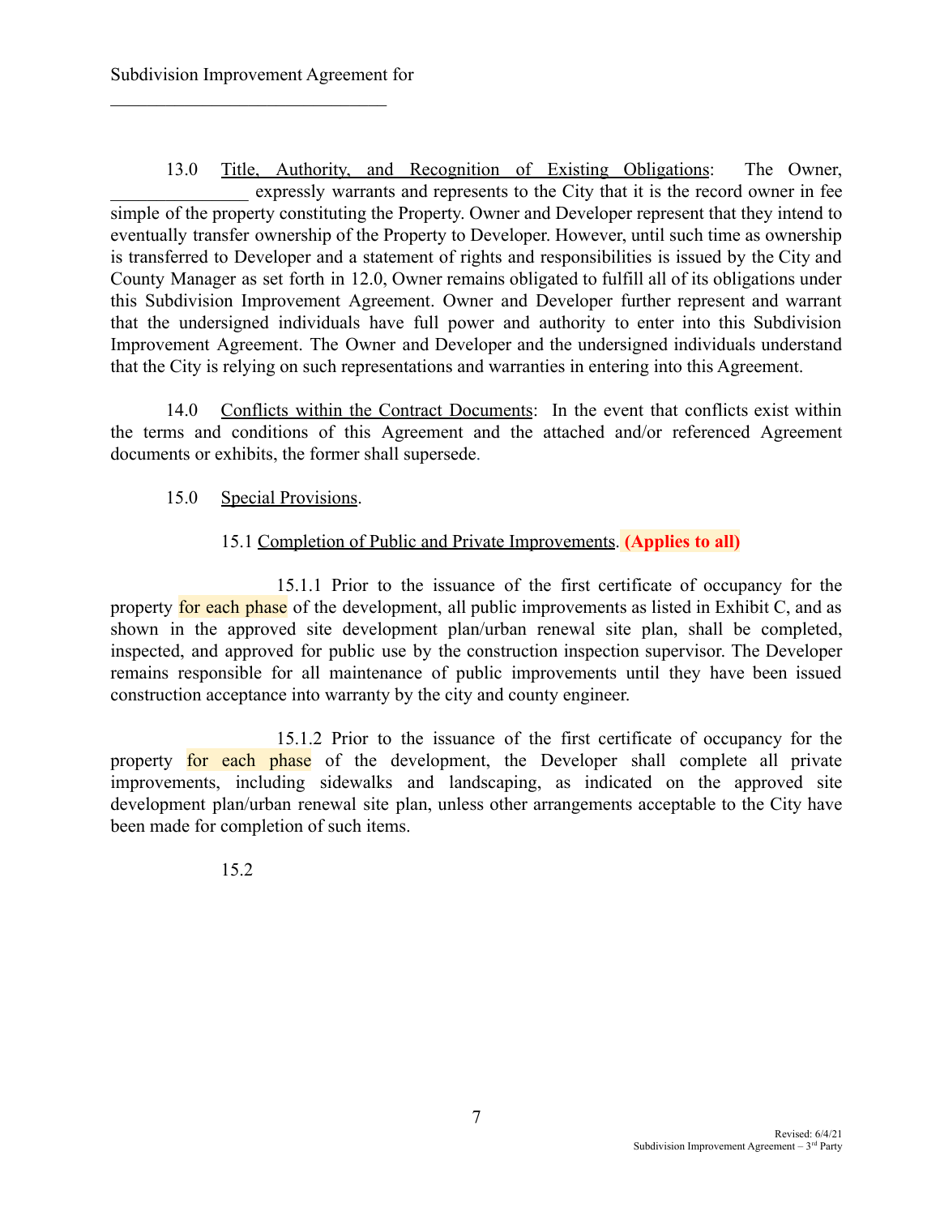13.0 Title, Authority, and Recognition of Existing Obligations: The Owner, _______________ expressly warrants and represents to the City that it is the record owner in fee simple of the property constituting the Property. Owner and Developer represent that they intend to eventually transfer ownership of the Property to Developer. However, until such time as ownership is transferred to Developer and a statement of rights and responsibilities is issued by the City and County Manager as set forth in 12.0, Owner remains obligated to fulfill all of its obligations under this Subdivision Improvement Agreement. Owner and Developer further represent and warrant that the undersigned individuals have full power and authority to enter into this Subdivision Improvement Agreement. The Owner and Developer and the undersigned individuals understand that the City is relying on such representations and warranties in entering into this Agreement.

14.0 Conflicts within the Contract Documents: In the event that conflicts exist within the terms and conditions of this Agreement and the attached and/or referenced Agreement documents or exhibits, the former shall supersede.

15.0 Special Provisions.

15.1 Completion of Public and Private Improvements. **(Applies to all)**

15.1.1 Prior to the issuance of the first certificate of occupancy for the property for each phase of the development, all public improvements as listed in Exhibit C, and as shown in the approved site development plan/urban renewal site plan, shall be completed, inspected, and approved for public use by the construction inspection supervisor. The Developer remains responsible for all maintenance of public improvements until they have been issued construction acceptance into warranty by the city and county engineer.

15.1.2 Prior to the issuance of the first certificate of occupancy for the property for each phase of the development, the Developer shall complete all private improvements, including sidewalks and landscaping, as indicated on the approved site development plan/urban renewal site plan, unless other arrangements acceptable to the City have been made for completion of such items.

15.2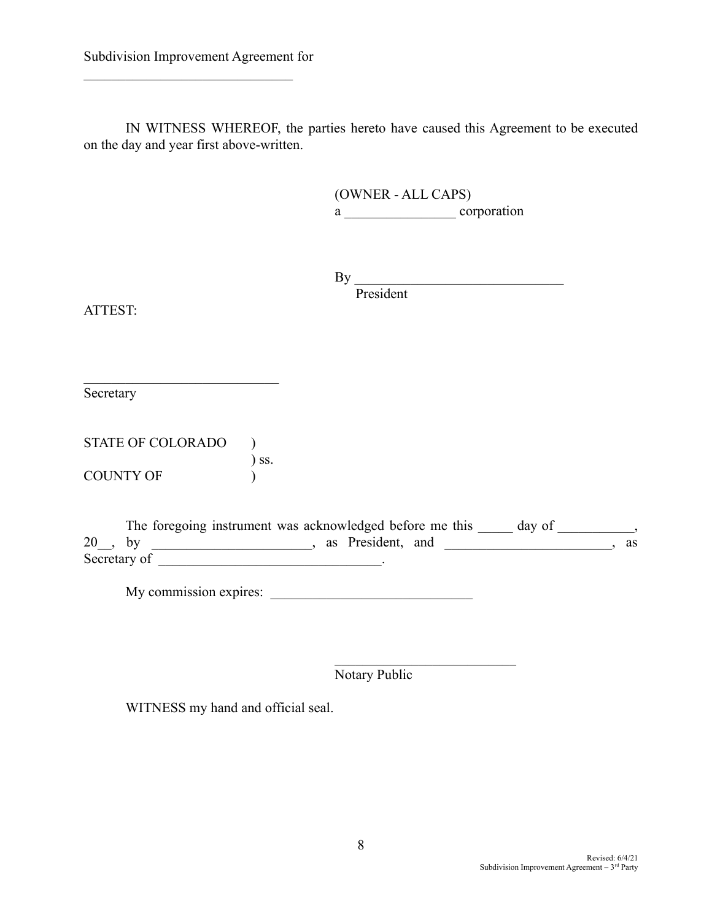Subdivision Improvement Agreement for

_______________________________

IN WITNESS WHEREOF, the parties hereto have caused this Agreement to be executed on the day and year first above-written.

(OWNER - ALL CAPS)
a ________________ corporation

By ______________________________
President

ATTEST:

____________________________
Secretary

STATE OF COLORADO )
) ss.
COUNTY OF )

The foregoing instrument was acknowledged before me this _____ day of ___________, 20__, by ______________________, as President, and ________________________, as Secretary of _______________________________.

My commission expires: _____________________________

__________________________
Notary Public

WITNESS my hand and official seal.

Revised: 6/4/21
Subdivision Improvement Agreement – 3rd Party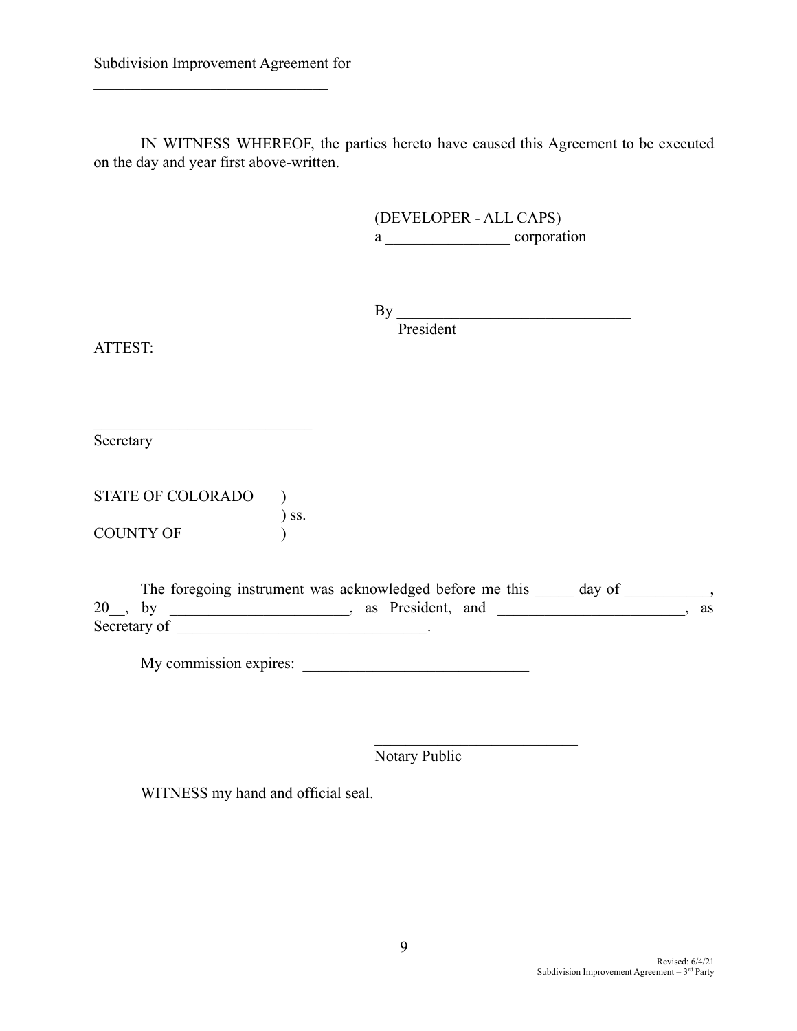Subdivision Improvement Agreement for

_______________________________

IN WITNESS WHEREOF, the parties hereto have caused this Agreement to be executed on the day and year first above-written.

(DEVELOPER - ALL CAPS)
a ________________ corporation

By ______________________________
President

ATTEST:

____________________________
Secretary

STATE OF COLORADO )
) ss.
COUNTY OF )

The foregoing instrument was acknowledged before me this _____ day of ___________, 20__, by ______________________, as President, and ________________________, as Secretary of _______________________________.

My commission expires: _____________________________

__________________________
Notary Public

WITNESS my hand and official seal.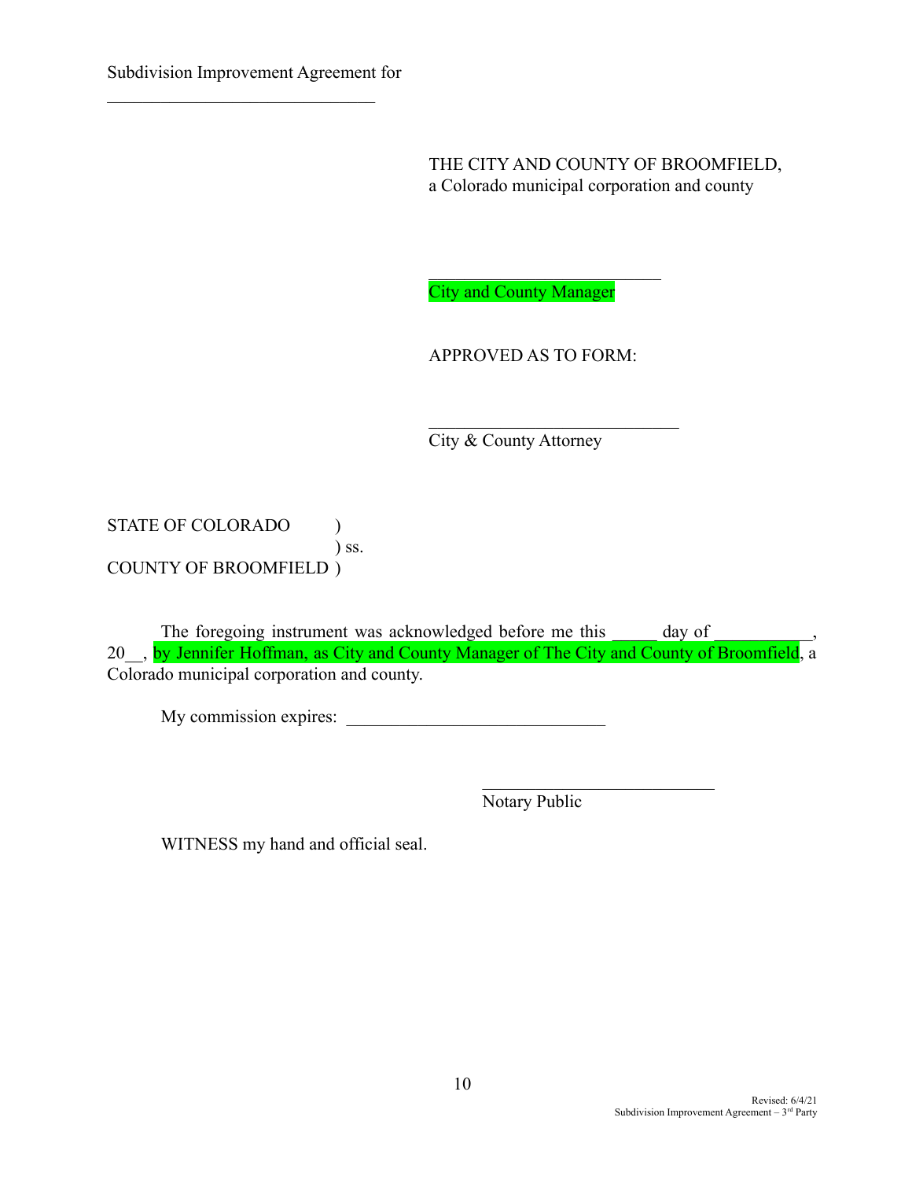Subdivision Improvement Agreement for

\_\_\_\_\_\_\_\_\_\_\_\_\_\_\_\_\_\_\_\_\_\_\_\_\_\_\_\_\_\_

THE CITY AND COUNTY OF BROOMFIELD,
a Colorado municipal corporation and county

\_\_\_\_\_\_\_\_\_\_\_\_\_\_\_\_\_\_\_\_\_\_\_\_\_\_\_\_
City and County Manager

APPROVED AS TO FORM:

\_\_\_\_\_\_\_\_\_\_\_\_\_\_\_\_\_\_\_\_\_\_\_\_\_\_\_\_
City & County Attorney

STATE OF COLORADO )
) ss.
COUNTY OF BROOMFIELD )

The foregoing instrument was acknowledged before me this \_\_\_\_\_ day of \_\_\_\_\_\_\_\_\_\_\_, 20\_\_, by Jennifer Hoffman, as City and County Manager of The City and County of Broomfield, a Colorado municipal corporation and county.

My commission expires: \_\_\_\_\_\_\_\_\_\_\_\_\_\_\_\_\_\_\_\_\_\_\_\_\_\_\_\_

\_\_\_\_\_\_\_\_\_\_\_\_\_\_\_\_\_\_\_\_\_\_\_\_\_\_\_\_
Notary Public

WITNESS my hand and official seal.